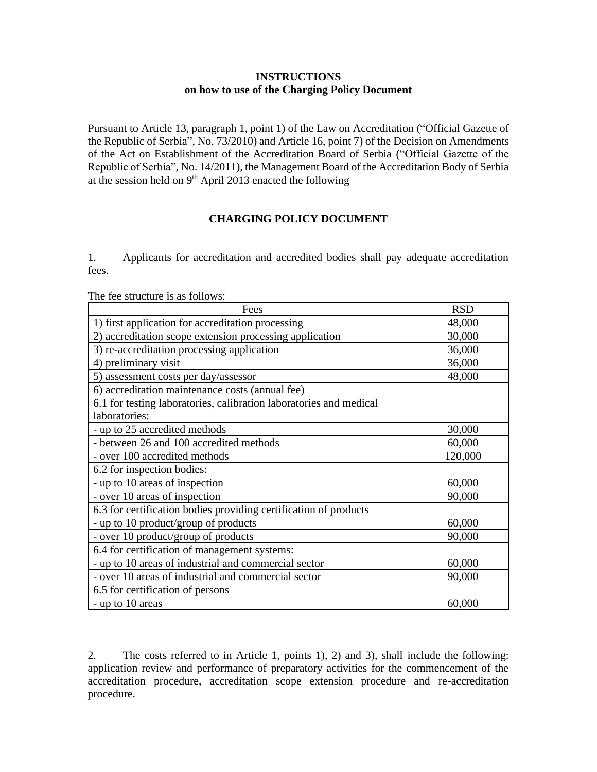**INSTRUCTIONS**
**on how to use of the Charging Policy Document**

Pursuant to Article 13, paragraph 1, point 1) of the Law on Accreditation ("Official Gazette of the Republic of Serbia", No. 73/2010) and Article 16, point 7) of the Decision on Amendments of the Act on Establishment of the Accreditation Board of Serbia ("Official Gazette of the Republic of Serbia", No. 14/2011), the Management Board of the Accreditation Body of Serbia at the session held on 9th April 2013 enacted the following

## CHARGING POLICY DOCUMENT

1. Applicants for accreditation and accredited bodies shall pay adequate accreditation fees.

The fee structure is as follows:

| Fees | RSD |
|---|---|
| 1) first application for accreditation processing | 48,000 |
| 2) accreditation scope extension processing application | 30,000 |
| 3) re-accreditation processing application | 36,000 |
| 4) preliminary visit | 36,000 |
| 5) assessment costs per day/assessor | 48,000 |
| 6) accreditation maintenance costs (annual fee) | |
| 6.1 for testing laboratories, calibration laboratories and medical laboratories: | |
| - up to 25 accredited methods | 30,000 |
| - between 26 and 100 accredited methods | 60,000 |
| - over 100 accredited methods | 120,000 |
| 6.2 for inspection bodies: | |
| - up to 10 areas of inspection | 60,000 |
| - over 10 areas of inspection | 90,000 |
| 6.3 for certification bodies providing certification of products | |
| - up to 10 product/group of products | 60,000 |
| - over 10 product/group of products | 90,000 |
| 6.4 for certification of management systems: | |
| - up to 10 areas of industrial and commercial sector | 60,000 |
| - over 10 areas of industrial and commercial sector | 90,000 |
| 6.5 for certification of persons | |
| - up to 10 areas | 60,000 |

2. The costs referred to in Article 1, points 1), 2) and 3), shall include the following: application review and performance of preparatory activities for the commencement of the accreditation procedure, accreditation scope extension procedure and re-accreditation procedure.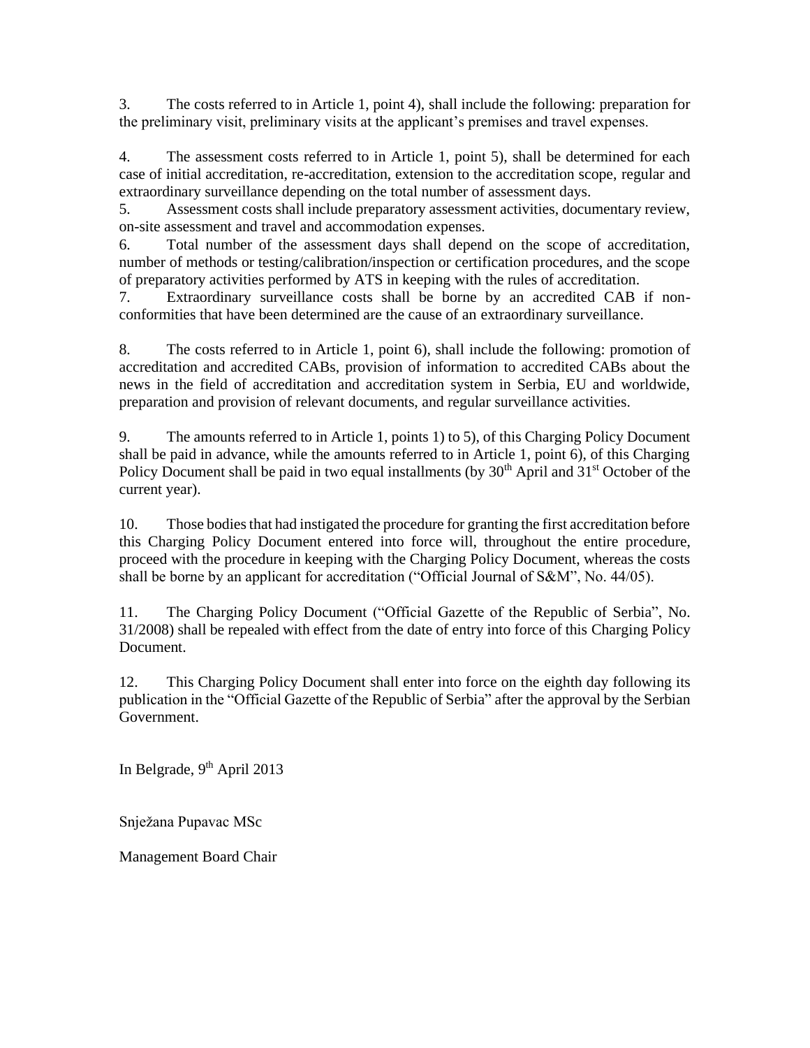3. The costs referred to in Article 1, point 4), shall include the following: preparation for the preliminary visit, preliminary visits at the applicant's premises and travel expenses.

4. The assessment costs referred to in Article 1, point 5), shall be determined for each case of initial accreditation, re-accreditation, extension to the accreditation scope, regular and extraordinary surveillance depending on the total number of assessment days.

5. Assessment costs shall include preparatory assessment activities, documentary review, on-site assessment and travel and accommodation expenses.

6. Total number of the assessment days shall depend on the scope of accreditation, number of methods or testing/calibration/inspection or certification procedures, and the scope of preparatory activities performed by ATS in keeping with the rules of accreditation.

7. Extraordinary surveillance costs shall be borne by an accredited CAB if non-conformities that have been determined are the cause of an extraordinary surveillance.

8. The costs referred to in Article 1, point 6), shall include the following: promotion of accreditation and accredited CABs, provision of information to accredited CABs about the news in the field of accreditation and accreditation system in Serbia, EU and worldwide, preparation and provision of relevant documents, and regular surveillance activities.

9. The amounts referred to in Article 1, points 1) to 5), of this Charging Policy Document shall be paid in advance, while the amounts referred to in Article 1, point 6), of this Charging Policy Document shall be paid in two equal installments (by 30th April and 31st October of the current year).

10. Those bodies that had instigated the procedure for granting the first accreditation before this Charging Policy Document entered into force will, throughout the entire procedure, proceed with the procedure in keeping with the Charging Policy Document, whereas the costs shall be borne by an applicant for accreditation ("Official Journal of S&M", No. 44/05).

11. The Charging Policy Document ("Official Gazette of the Republic of Serbia", No. 31/2008) shall be repealed with effect from the date of entry into force of this Charging Policy Document.

12. This Charging Policy Document shall enter into force on the eighth day following its publication in the "Official Gazette of the Republic of Serbia" after the approval by the Serbian Government.

In Belgrade, 9th April 2013

Snježana Pupavac MSc

Management Board Chair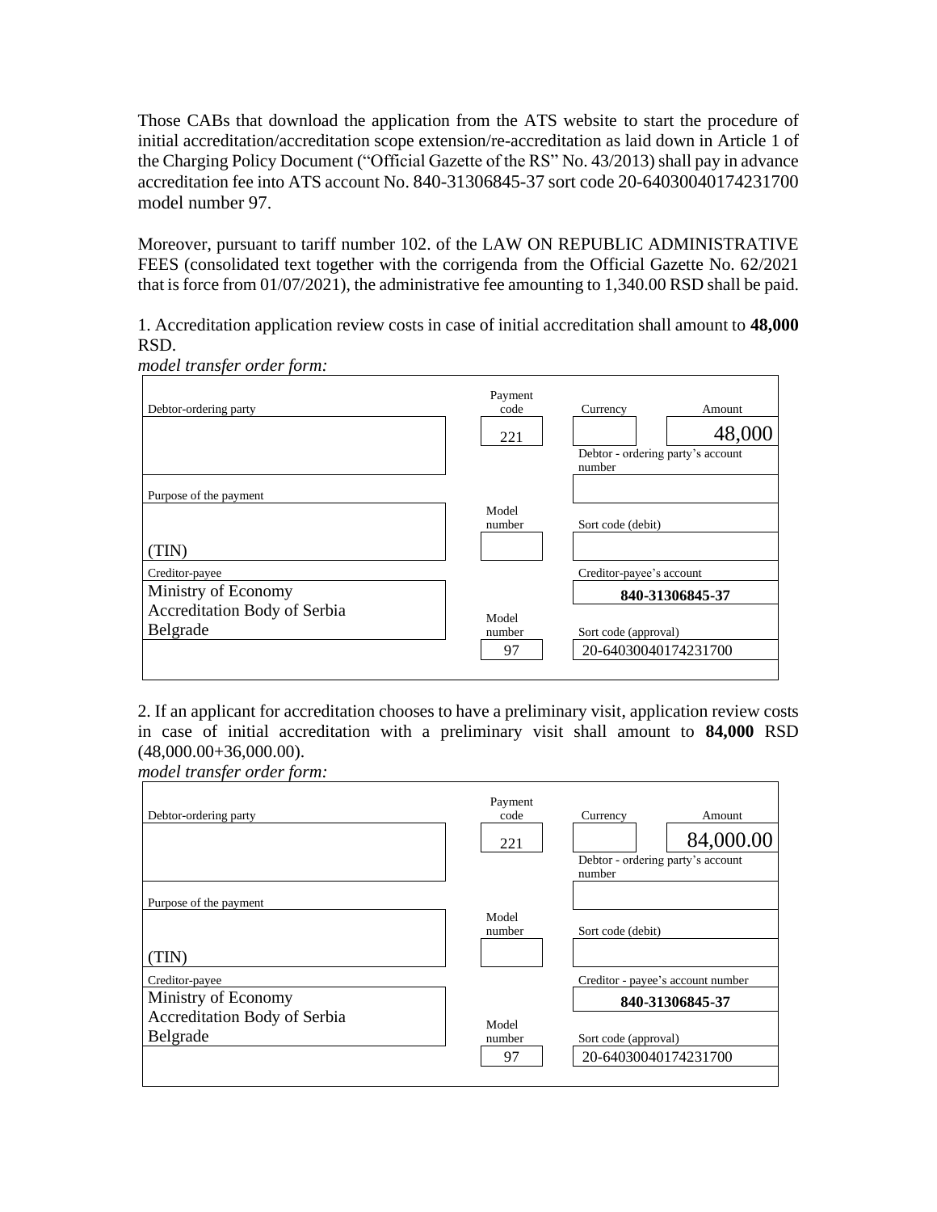Those CABs that download the application from the ATS website to start the procedure of initial accreditation/accreditation scope extension/re-accreditation as laid down in Article 1 of the Charging Policy Document ("Official Gazette of the RS" No. 43/2013) shall pay in advance accreditation fee into ATS account No. 840-31306845-37 sort code 20-64030040174231700 model number 97.

Moreover, pursuant to tariff number 102. of the LAW ON REPUBLIC ADMINISTRATIVE FEES (consolidated text together with the corrigenda from the Official Gazette No. 62/2021 that is force from 01/07/2021), the administrative fee amounting to 1,340.00 RSD shall be paid.

1. Accreditation application review costs in case of initial accreditation shall amount to **48,000** RSD.

*model transfer order form:*

| Debtor-ordering party | Payment code | Currency | Amount |
|---|---|---|---|
| | 221 | | 48,000 |
| | | Debtor - ordering party's account number | |
| Purpose of the payment | | | |
| (TIN) | Model number | Sort code (debit) | |
| Creditor-payee | | Creditor-payee's account | |
| Ministry of Economy<br>Accreditation Body of Serbia<br>Belgrade | | **840-31306845-37** | |
| | Model number | Sort code (approval) | |
| | 97 | 20-64030040174231700 | |

2. If an applicant for accreditation chooses to have a preliminary visit, application review costs in case of initial accreditation with a preliminary visit shall amount to **84,000** RSD (48,000.00+36,000.00).

*model transfer order form:*

| Debtor-ordering party | Payment code | Currency | Amount |
|---|---|---|---|
| | 221 | | 84,000.00 |
| | | Debtor - ordering party's account number | |
| Purpose of the payment | | | |
| (TIN) | Model number | Sort code (debit) | |
| Creditor-payee | | Creditor - payee's account number | |
| Ministry of Economy<br>Accreditation Body of Serbia<br>Belgrade | | **840-31306845-37** | |
| | Model number | Sort code (approval) | |
| | 97 | 20-64030040174231700 | |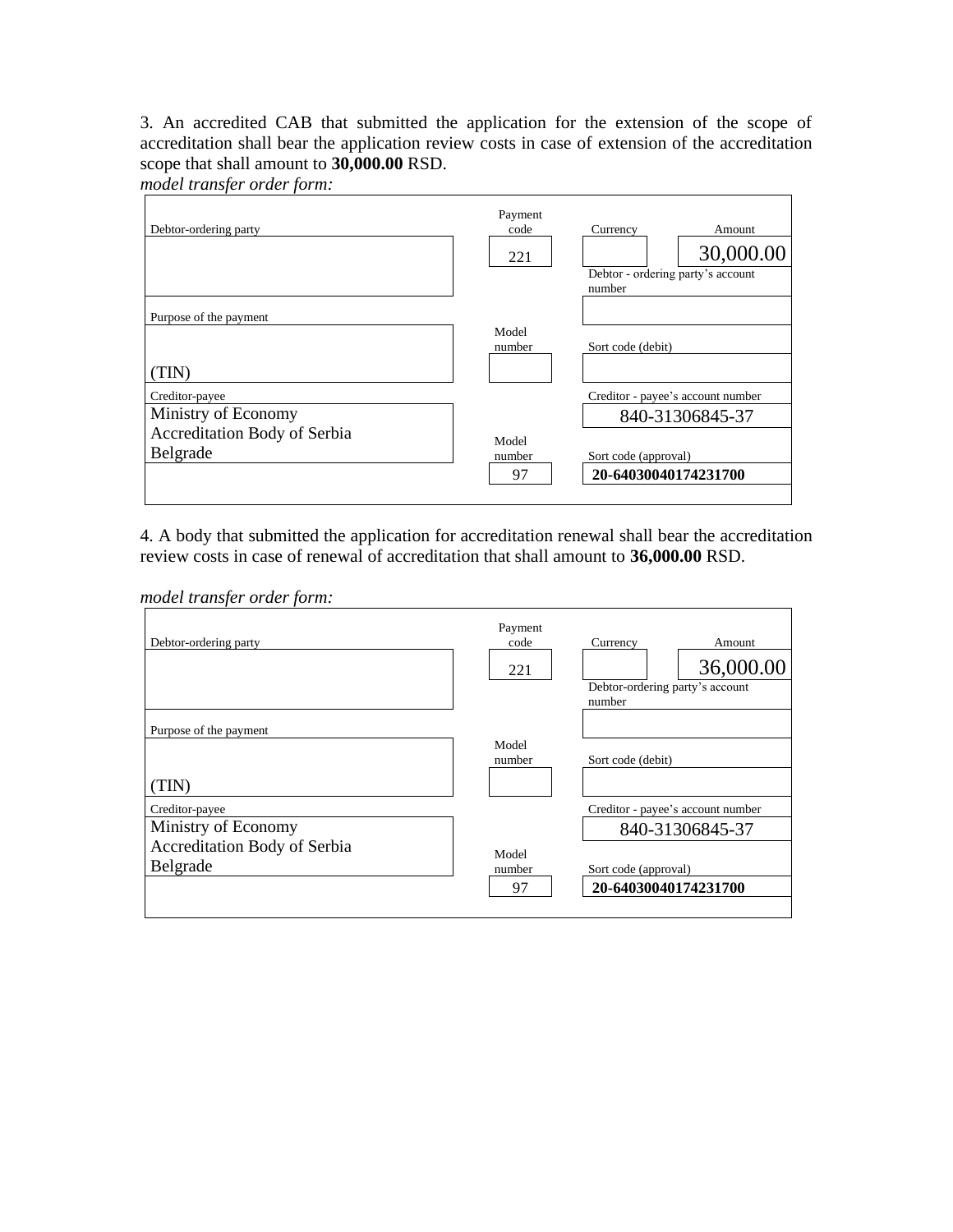3. An accredited CAB that submitted the application for the extension of the scope of accreditation shall bear the application review costs in case of extension of the accreditation scope that shall amount to **30,000.00** RSD.

*model transfer order form:*

| Debtor-ordering party | Payment code | Currency | Amount |
|---|---|---|---|
| | 221 | | 30,000.00 |
| | | Debtor - ordering party's account number | |
| | | | |
| Purpose of the payment | Model number | Sort code (debit) | |
| (TIN) | | | |
| Creditor-payee | | Creditor - payee's account number | |
| Ministry of Economy<br>Accreditation Body of Serbia<br>Belgrade | | 840-31306845-37 | |
| | Model number | Sort code (approval) | |
| | 97 | **20-64030040174231700** | |

4. A body that submitted the application for accreditation renewal shall bear the accreditation review costs in case of renewal of accreditation that shall amount to **36,000.00** RSD.

*model transfer order form:*

| Debtor-ordering party | Payment code | Currency | Amount |
|---|---|---|---|
| | 221 | | 36,000.00 |
| | | Debtor-ordering party's account number | |
| | | | |
| Purpose of the payment | Model number | Sort code (debit) | |
| (TIN) | | | |
| Creditor-payee | | Creditor - payee's account number | |
| Ministry of Economy<br>Accreditation Body of Serbia<br>Belgrade | | 840-31306845-37 | |
| | Model number | Sort code (approval) | |
| | 97 | **20-64030040174231700** | |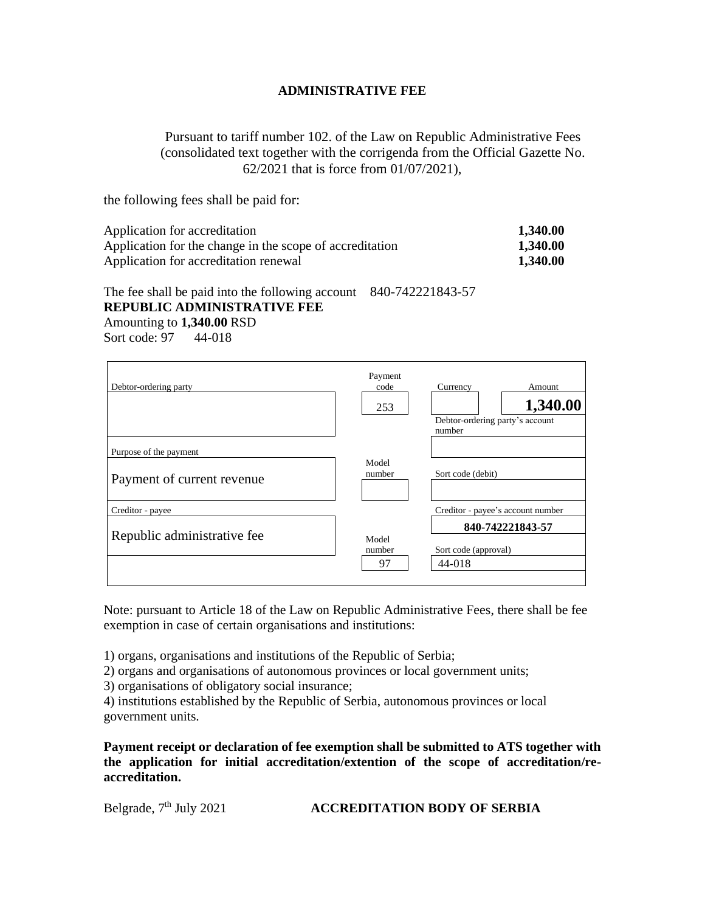## ADMINISTRATIVE FEE

Pursuant to tariff number 102. of the Law on Republic Administrative Fees (consolidated text together with the corrigenda from the Official Gazette No. 62/2021 that is force from 01/07/2021),

the following fees shall be paid for:

| | |
|---|---|
| Application for accreditation | **1,340.00** |
| Application for the change in the scope of accreditation | **1,340.00** |
| Application for accreditation renewal | **1,340.00** |

The fee shall be paid into the following account 840-742221843-57
**REPUBLIC ADMINISTRATIVE FEE**
Amounting to **1,340.00** RSD
Sort code: 97 44-018

| | | | |
|---|---|---|---|
| Debtor-ordering party | Payment code | Currency | Amount |
| | 253 | | **1,340.00** |
| | | Debtor-ordering party's account number | |
| Purpose of the payment | | | |
| Payment of current revenue | Model number | Sort code (debit) | |
| Creditor - payee | | Creditor - payee's account number | |
| Republic administrative fee | | **840-742221843-57** | |
| | Model number | Sort code (approval) | |
| | 97 | 44-018 | |

Note: pursuant to Article 18 of the Law on Republic Administrative Fees, there shall be fee exemption in case of certain organisations and institutions:

1) organs, organisations and institutions of the Republic of Serbia;
2) organs and organisations of autonomous provinces or local government units;
3) organisations of obligatory social insurance;
4) institutions established by the Republic of Serbia, autonomous provinces or local government units.

**Payment receipt or declaration of fee exemption shall be submitted to ATS together with the application for initial accreditation/extention of the scope of accreditation/re-accreditation.**

Belgrade, 7th July 2021 **ACCREDITATION BODY OF SERBIA**